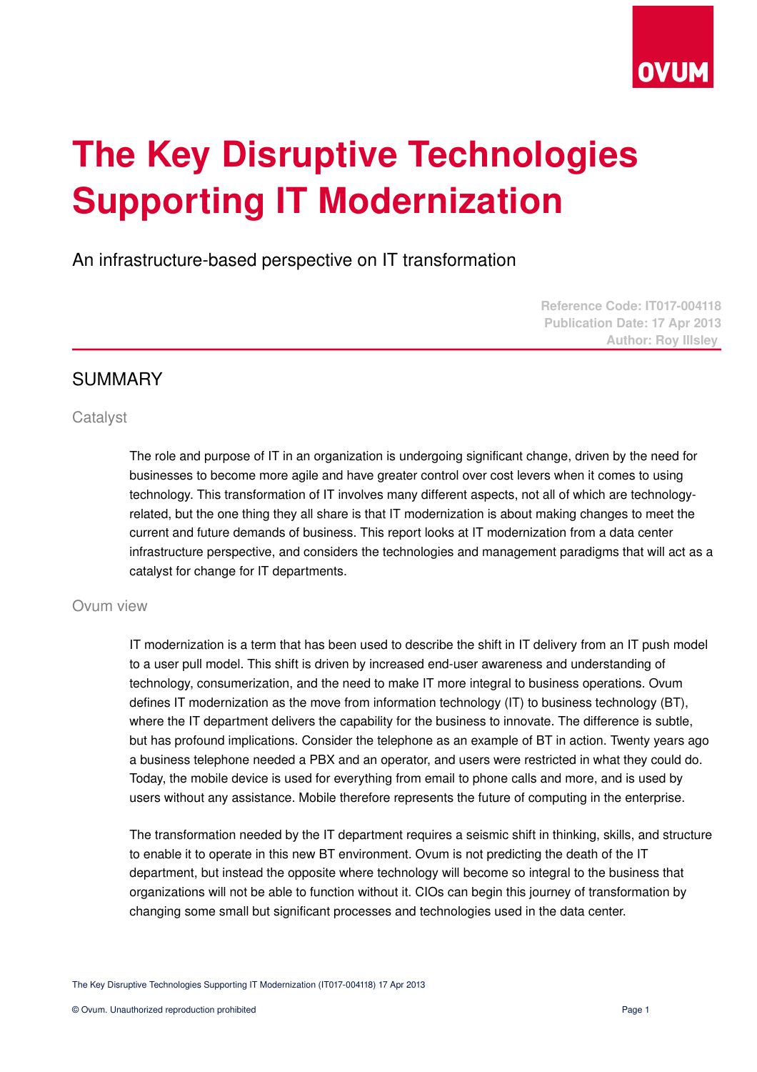# The Key Disruptive Technologies Supporting IT Modernization

An infrastructure-based perspective on IT transformation

**Reference Code: IT017-004118**
**Publication Date: 17 Apr 2013**
**Author: Roy Illsley**

## SUMMARY

### Catalyst

The role and purpose of IT in an organization is undergoing significant change, driven by the need for businesses to become more agile and have greater control over cost levers when it comes to using technology. This transformation of IT involves many different aspects, not all of which are technology-related, but the one thing they all share is that IT modernization is about making changes to meet the current and future demands of business. This report looks at IT modernization from a data center infrastructure perspective, and considers the technologies and management paradigms that will act as a catalyst for change for IT departments.

### Ovum view

IT modernization is a term that has been used to describe the shift in IT delivery from an IT push model to a user pull model. This shift is driven by increased end-user awareness and understanding of technology, consumerization, and the need to make IT more integral to business operations. Ovum defines IT modernization as the move from information technology (IT) to business technology (BT), where the IT department delivers the capability for the business to innovate. The difference is subtle, but has profound implications. Consider the telephone as an example of BT in action. Twenty years ago a business telephone needed a PBX and an operator, and users were restricted in what they could do. Today, the mobile device is used for everything from email to phone calls and more, and is used by users without any assistance. Mobile therefore represents the future of computing in the enterprise.

The transformation needed by the IT department requires a seismic shift in thinking, skills, and structure to enable it to operate in this new BT environment. Ovum is not predicting the death of the IT department, but instead the opposite where technology will become so integral to the business that organizations will not be able to function without it. CIOs can begin this journey of transformation by changing some small but significant processes and technologies used in the data center.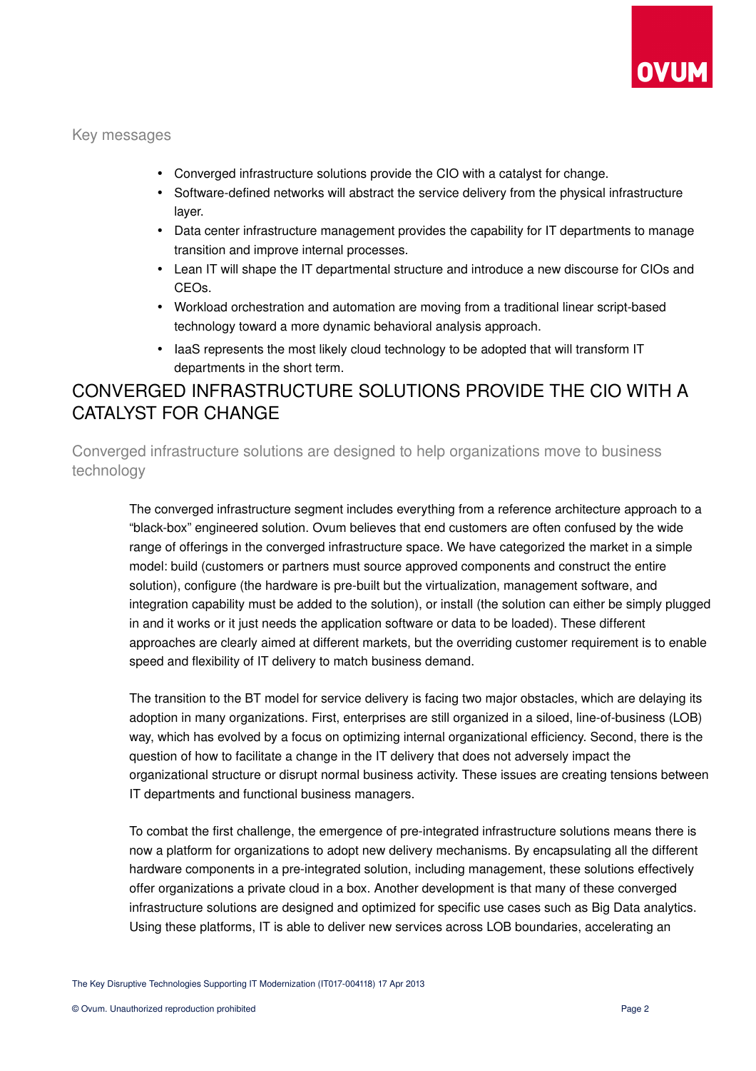## Key messages

- Converged infrastructure solutions provide the CIO with a catalyst for change.
- Software-defined networks will abstract the service delivery from the physical infrastructure layer.
- Data center infrastructure management provides the capability for IT departments to manage transition and improve internal processes.
- Lean IT will shape the IT departmental structure and introduce a new discourse for CIOs and CEOs.
- Workload orchestration and automation are moving from a traditional linear script-based technology toward a more dynamic behavioral analysis approach.
- IaaS represents the most likely cloud technology to be adopted that will transform IT departments in the short term.

# CONVERGED INFRASTRUCTURE SOLUTIONS PROVIDE THE CIO WITH A CATALYST FOR CHANGE

## Converged infrastructure solutions are designed to help organizations move to business technology

The converged infrastructure segment includes everything from a reference architecture approach to a "black-box" engineered solution. Ovum believes that end customers are often confused by the wide range of offerings in the converged infrastructure space. We have categorized the market in a simple model: build (customers or partners must source approved components and construct the entire solution), configure (the hardware is pre-built but the virtualization, management software, and integration capability must be added to the solution), or install (the solution can either be simply plugged in and it works or it just needs the application software or data to be loaded). These different approaches are clearly aimed at different markets, but the overriding customer requirement is to enable speed and flexibility of IT delivery to match business demand.

The transition to the BT model for service delivery is facing two major obstacles, which are delaying its adoption in many organizations. First, enterprises are still organized in a siloed, line-of-business (LOB) way, which has evolved by a focus on optimizing internal organizational efficiency. Second, there is the question of how to facilitate a change in the IT delivery that does not adversely impact the organizational structure or disrupt normal business activity. These issues are creating tensions between IT departments and functional business managers.

To combat the first challenge, the emergence of pre-integrated infrastructure solutions means there is now a platform for organizations to adopt new delivery mechanisms. By encapsulating all the different hardware components in a pre-integrated solution, including management, these solutions effectively offer organizations a private cloud in a box. Another development is that many of these converged infrastructure solutions are designed and optimized for specific use cases such as Big Data analytics. Using these platforms, IT is able to deliver new services across LOB boundaries, accelerating an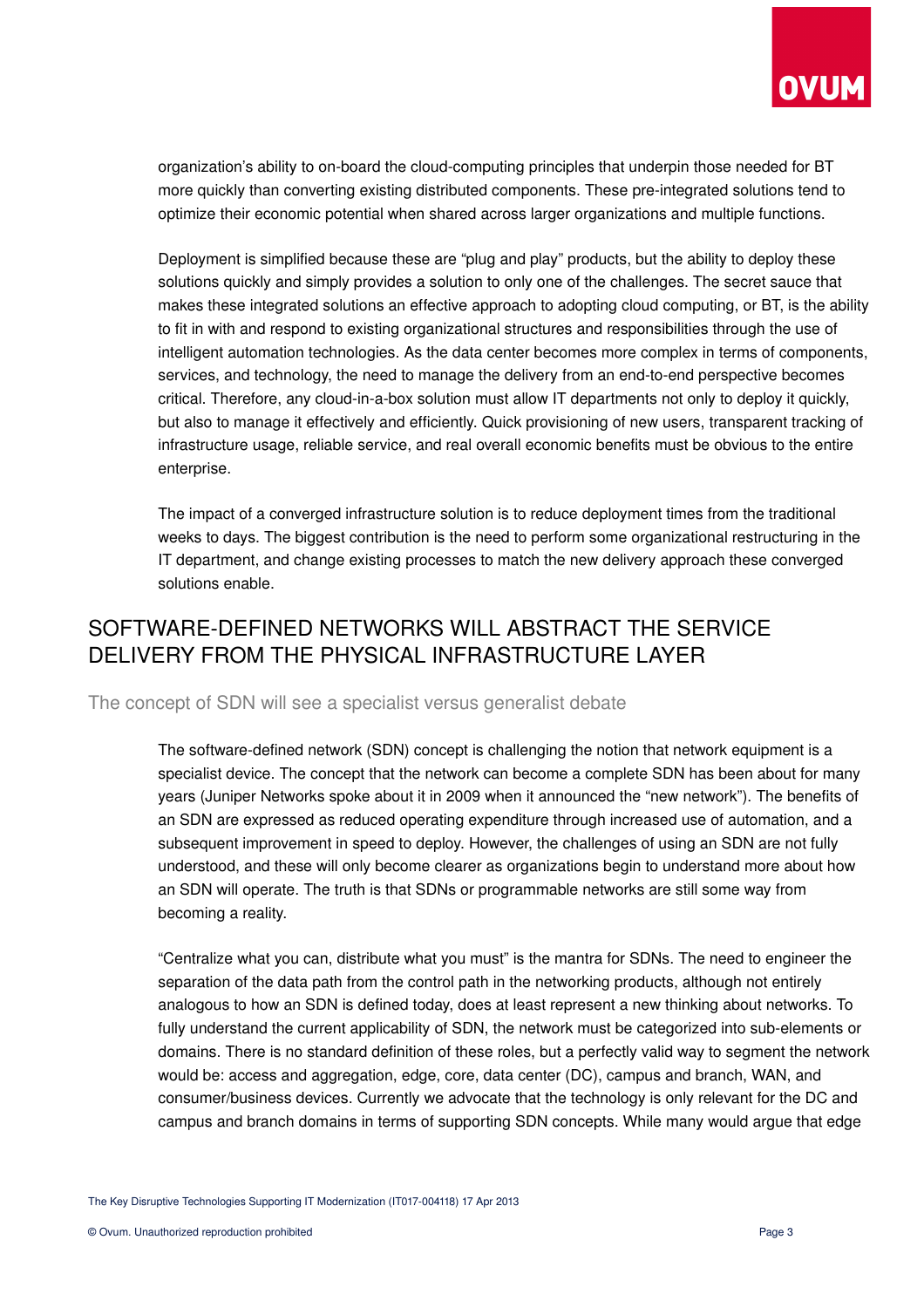organization's ability to on-board the cloud-computing principles that underpin those needed for BT more quickly than converting existing distributed components. These pre-integrated solutions tend to optimize their economic potential when shared across larger organizations and multiple functions.

Deployment is simplified because these are "plug and play" products, but the ability to deploy these solutions quickly and simply provides a solution to only one of the challenges. The secret sauce that makes these integrated solutions an effective approach to adopting cloud computing, or BT, is the ability to fit in with and respond to existing organizational structures and responsibilities through the use of intelligent automation technologies. As the data center becomes more complex in terms of components, services, and technology, the need to manage the delivery from an end-to-end perspective becomes critical. Therefore, any cloud-in-a-box solution must allow IT departments not only to deploy it quickly, but also to manage it effectively and efficiently. Quick provisioning of new users, transparent tracking of infrastructure usage, reliable service, and real overall economic benefits must be obvious to the entire enterprise.

The impact of a converged infrastructure solution is to reduce deployment times from the traditional weeks to days. The biggest contribution is the need to perform some organizational restructuring in the IT department, and change existing processes to match the new delivery approach these converged solutions enable.

# SOFTWARE-DEFINED NETWORKS WILL ABSTRACT THE SERVICE DELIVERY FROM THE PHYSICAL INFRASTRUCTURE LAYER

## The concept of SDN will see a specialist versus generalist debate

The software-defined network (SDN) concept is challenging the notion that network equipment is a specialist device. The concept that the network can become a complete SDN has been about for many years (Juniper Networks spoke about it in 2009 when it announced the "new network"). The benefits of an SDN are expressed as reduced operating expenditure through increased use of automation, and a subsequent improvement in speed to deploy. However, the challenges of using an SDN are not fully understood, and these will only become clearer as organizations begin to understand more about how an SDN will operate. The truth is that SDNs or programmable networks are still some way from becoming a reality.

"Centralize what you can, distribute what you must" is the mantra for SDNs. The need to engineer the separation of the data path from the control path in the networking products, although not entirely analogous to how an SDN is defined today, does at least represent a new thinking about networks. To fully understand the current applicability of SDN, the network must be categorized into sub-elements or domains. There is no standard definition of these roles, but a perfectly valid way to segment the network would be: access and aggregation, edge, core, data center (DC), campus and branch, WAN, and consumer/business devices. Currently we advocate that the technology is only relevant for the DC and campus and branch domains in terms of supporting SDN concepts. While many would argue that edge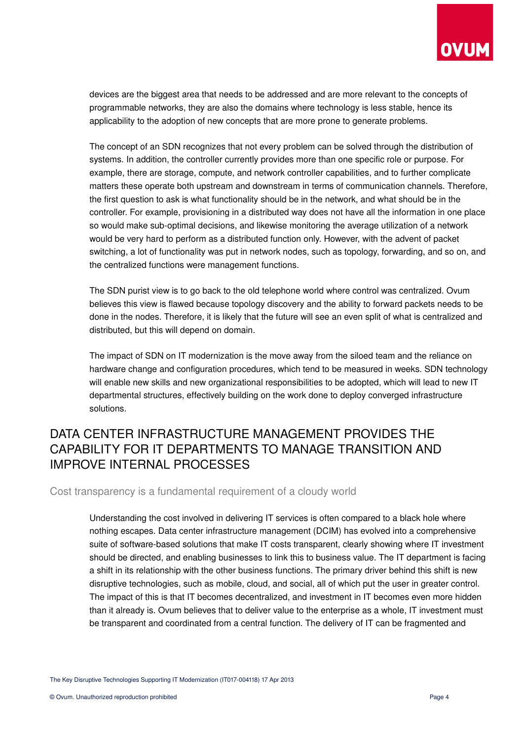devices are the biggest area that needs to be addressed and are more relevant to the concepts of programmable networks, they are also the domains where technology is less stable, hence its applicability to the adoption of new concepts that are more prone to generate problems.

The concept of an SDN recognizes that not every problem can be solved through the distribution of systems. In addition, the controller currently provides more than one specific role or purpose. For example, there are storage, compute, and network controller capabilities, and to further complicate matters these operate both upstream and downstream in terms of communication channels. Therefore, the first question to ask is what functionality should be in the network, and what should be in the controller. For example, provisioning in a distributed way does not have all the information in one place so would make sub-optimal decisions, and likewise monitoring the average utilization of a network would be very hard to perform as a distributed function only. However, with the advent of packet switching, a lot of functionality was put in network nodes, such as topology, forwarding, and so on, and the centralized functions were management functions.

The SDN purist view is to go back to the old telephone world where control was centralized. Ovum believes this view is flawed because topology discovery and the ability to forward packets needs to be done in the nodes. Therefore, it is likely that the future will see an even split of what is centralized and distributed, but this will depend on domain.

The impact of SDN on IT modernization is the move away from the siloed team and the reliance on hardware change and configuration procedures, which tend to be measured in weeks. SDN technology will enable new skills and new organizational responsibilities to be adopted, which will lead to new IT departmental structures, effectively building on the work done to deploy converged infrastructure solutions.

## DATA CENTER INFRASTRUCTURE MANAGEMENT PROVIDES THE CAPABILITY FOR IT DEPARTMENTS TO MANAGE TRANSITION AND IMPROVE INTERNAL PROCESSES

### Cost transparency is a fundamental requirement of a cloudy world

Understanding the cost involved in delivering IT services is often compared to a black hole where nothing escapes. Data center infrastructure management (DCIM) has evolved into a comprehensive suite of software-based solutions that make IT costs transparent, clearly showing where IT investment should be directed, and enabling businesses to link this to business value. The IT department is facing a shift in its relationship with the other business functions. The primary driver behind this shift is new disruptive technologies, such as mobile, cloud, and social, all of which put the user in greater control. The impact of this is that IT becomes decentralized, and investment in IT becomes even more hidden than it already is. Ovum believes that to deliver value to the enterprise as a whole, IT investment must be transparent and coordinated from a central function. The delivery of IT can be fragmented and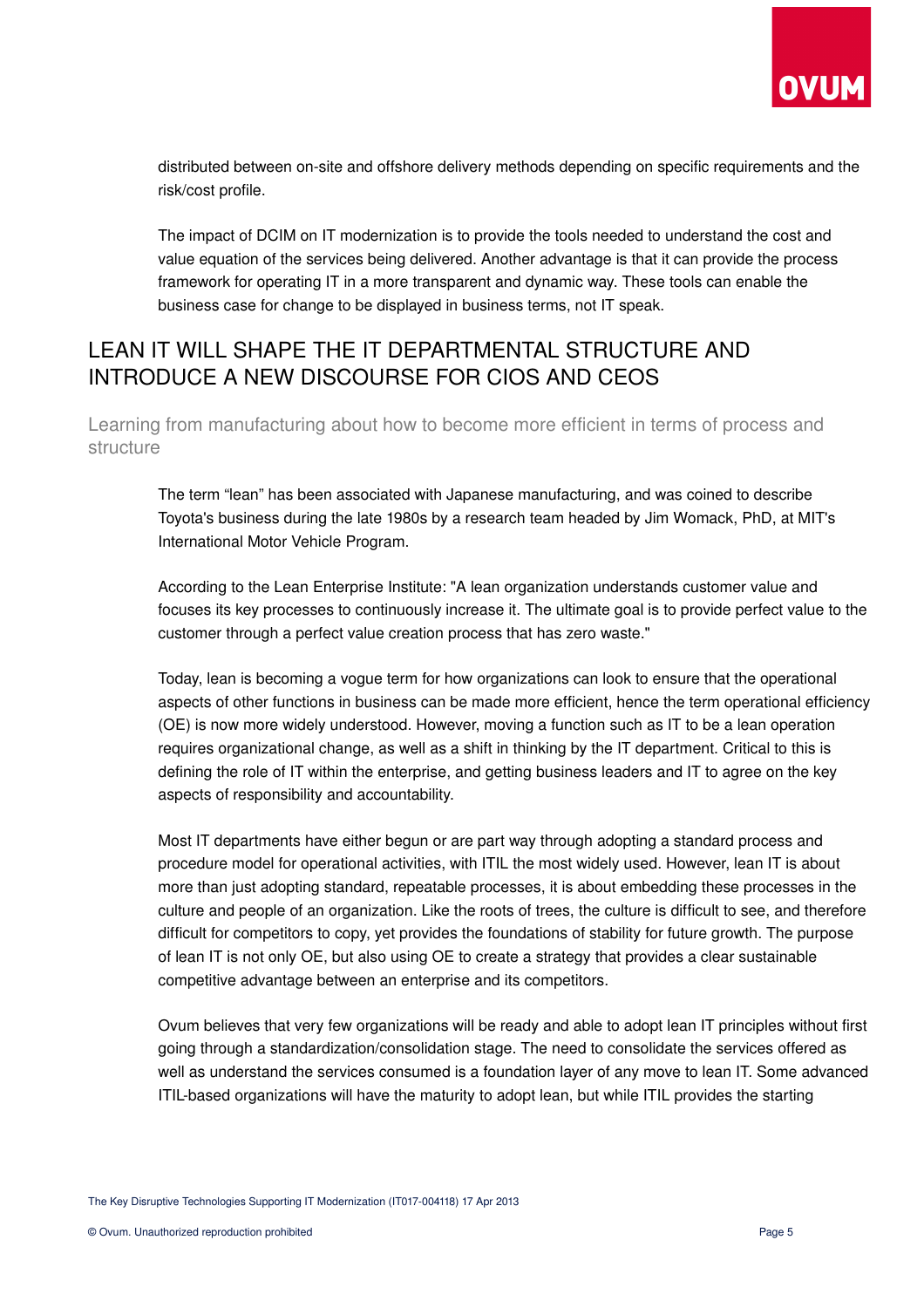distributed between on-site and offshore delivery methods depending on specific requirements and the risk/cost profile.

The impact of DCIM on IT modernization is to provide the tools needed to understand the cost and value equation of the services being delivered. Another advantage is that it can provide the process framework for operating IT in a more transparent and dynamic way. These tools can enable the business case for change to be displayed in business terms, not IT speak.

## LEAN IT WILL SHAPE THE IT DEPARTMENTAL STRUCTURE AND INTRODUCE A NEW DISCOURSE FOR CIOS AND CEOS

### Learning from manufacturing about how to become more efficient in terms of process and structure

The term "lean" has been associated with Japanese manufacturing, and was coined to describe Toyota's business during the late 1980s by a research team headed by Jim Womack, PhD, at MIT's International Motor Vehicle Program.

According to the Lean Enterprise Institute: "A lean organization understands customer value and focuses its key processes to continuously increase it. The ultimate goal is to provide perfect value to the customer through a perfect value creation process that has zero waste."

Today, lean is becoming a vogue term for how organizations can look to ensure that the operational aspects of other functions in business can be made more efficient, hence the term operational efficiency (OE) is now more widely understood. However, moving a function such as IT to be a lean operation requires organizational change, as well as a shift in thinking by the IT department. Critical to this is defining the role of IT within the enterprise, and getting business leaders and IT to agree on the key aspects of responsibility and accountability.

Most IT departments have either begun or are part way through adopting a standard process and procedure model for operational activities, with ITIL the most widely used. However, lean IT is about more than just adopting standard, repeatable processes, it is about embedding these processes in the culture and people of an organization. Like the roots of trees, the culture is difficult to see, and therefore difficult for competitors to copy, yet provides the foundations of stability for future growth. The purpose of lean IT is not only OE, but also using OE to create a strategy that provides a clear sustainable competitive advantage between an enterprise and its competitors.

Ovum believes that very few organizations will be ready and able to adopt lean IT principles without first going through a standardization/consolidation stage. The need to consolidate the services offered as well as understand the services consumed is a foundation layer of any move to lean IT. Some advanced ITIL-based organizations will have the maturity to adopt lean, but while ITIL provides the starting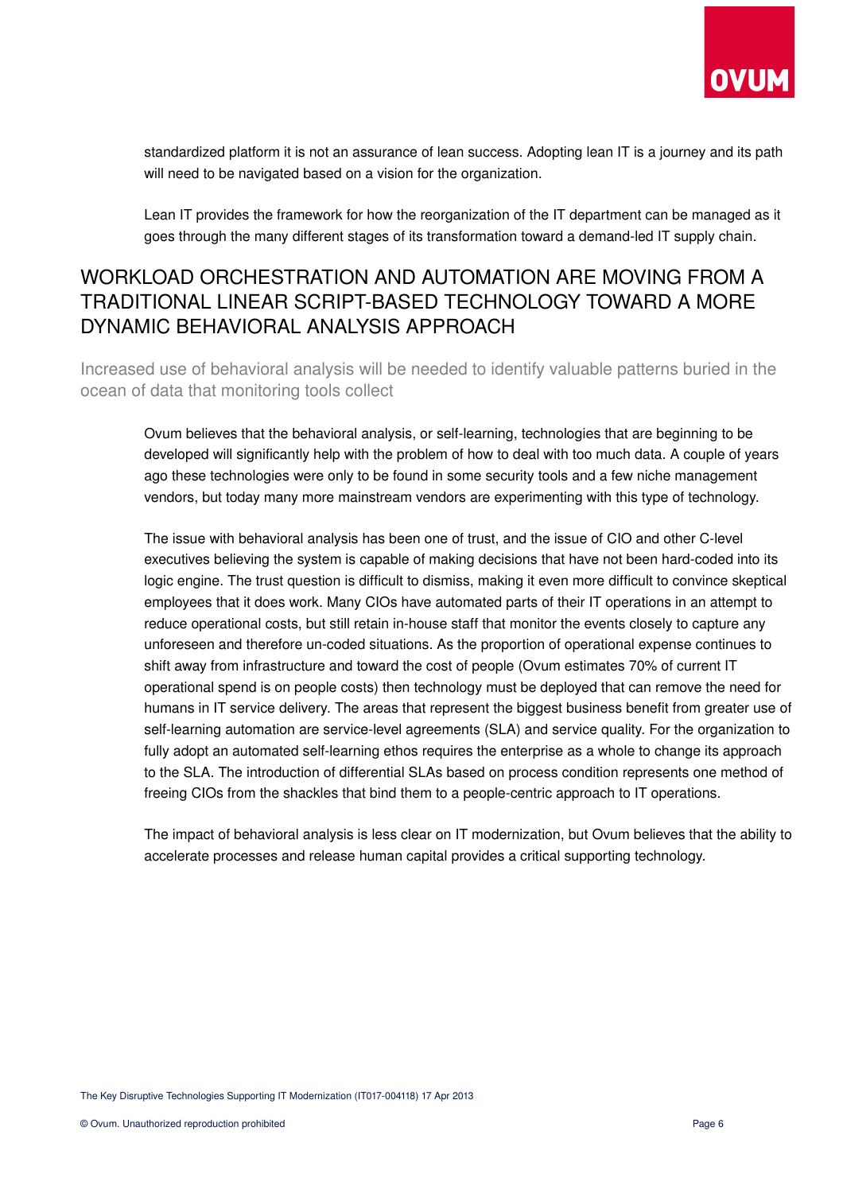standardized platform it is not an assurance of lean success. Adopting lean IT is a journey and its path will need to be navigated based on a vision for the organization.

Lean IT provides the framework for how the reorganization of the IT department can be managed as it goes through the many different stages of its transformation toward a demand-led IT supply chain.

## WORKLOAD ORCHESTRATION AND AUTOMATION ARE MOVING FROM A TRADITIONAL LINEAR SCRIPT-BASED TECHNOLOGY TOWARD A MORE DYNAMIC BEHAVIORAL ANALYSIS APPROACH

### Increased use of behavioral analysis will be needed to identify valuable patterns buried in the ocean of data that monitoring tools collect

Ovum believes that the behavioral analysis, or self-learning, technologies that are beginning to be developed will significantly help with the problem of how to deal with too much data. A couple of years ago these technologies were only to be found in some security tools and a few niche management vendors, but today many more mainstream vendors are experimenting with this type of technology.

The issue with behavioral analysis has been one of trust, and the issue of CIO and other C-level executives believing the system is capable of making decisions that have not been hard-coded into its logic engine. The trust question is difficult to dismiss, making it even more difficult to convince skeptical employees that it does work. Many CIOs have automated parts of their IT operations in an attempt to reduce operational costs, but still retain in-house staff that monitor the events closely to capture any unforeseen and therefore un-coded situations. As the proportion of operational expense continues to shift away from infrastructure and toward the cost of people (Ovum estimates 70% of current IT operational spend is on people costs) then technology must be deployed that can remove the need for humans in IT service delivery. The areas that represent the biggest business benefit from greater use of self-learning automation are service-level agreements (SLA) and service quality. For the organization to fully adopt an automated self-learning ethos requires the enterprise as a whole to change its approach to the SLA. The introduction of differential SLAs based on process condition represents one method of freeing CIOs from the shackles that bind them to a people-centric approach to IT operations.

The impact of behavioral analysis is less clear on IT modernization, but Ovum believes that the ability to accelerate processes and release human capital provides a critical supporting technology.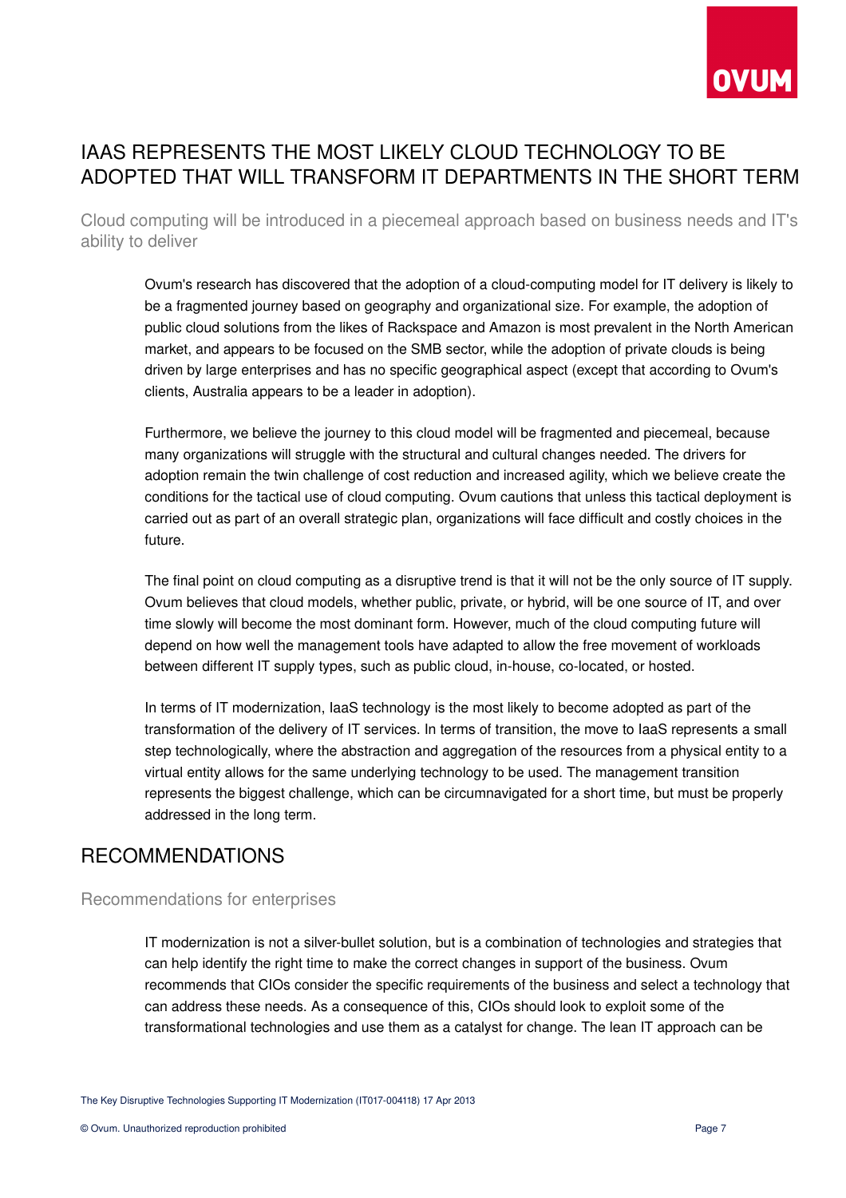## IAAS REPRESENTS THE MOST LIKELY CLOUD TECHNOLOGY TO BE ADOPTED THAT WILL TRANSFORM IT DEPARTMENTS IN THE SHORT TERM

### Cloud computing will be introduced in a piecemeal approach based on business needs and IT's ability to deliver

Ovum's research has discovered that the adoption of a cloud-computing model for IT delivery is likely to be a fragmented journey based on geography and organizational size. For example, the adoption of public cloud solutions from the likes of Rackspace and Amazon is most prevalent in the North American market, and appears to be focused on the SMB sector, while the adoption of private clouds is being driven by large enterprises and has no specific geographical aspect (except that according to Ovum's clients, Australia appears to be a leader in adoption).

Furthermore, we believe the journey to this cloud model will be fragmented and piecemeal, because many organizations will struggle with the structural and cultural changes needed. The drivers for adoption remain the twin challenge of cost reduction and increased agility, which we believe create the conditions for the tactical use of cloud computing. Ovum cautions that unless this tactical deployment is carried out as part of an overall strategic plan, organizations will face difficult and costly choices in the future.

The final point on cloud computing as a disruptive trend is that it will not be the only source of IT supply. Ovum believes that cloud models, whether public, private, or hybrid, will be one source of IT, and over time slowly will become the most dominant form. However, much of the cloud computing future will depend on how well the management tools have adapted to allow the free movement of workloads between different IT supply types, such as public cloud, in-house, co-located, or hosted.

In terms of IT modernization, IaaS technology is the most likely to become adopted as part of the transformation of the delivery of IT services. In terms of transition, the move to IaaS represents a small step technologically, where the abstraction and aggregation of the resources from a physical entity to a virtual entity allows for the same underlying technology to be used. The management transition represents the biggest challenge, which can be circumnavigated for a short time, but must be properly addressed in the long term.

## RECOMMENDATIONS

### Recommendations for enterprises

IT modernization is not a silver-bullet solution, but is a combination of technologies and strategies that can help identify the right time to make the correct changes in support of the business. Ovum recommends that CIOs consider the specific requirements of the business and select a technology that can address these needs. As a consequence of this, CIOs should look to exploit some of the transformational technologies and use them as a catalyst for change. The lean IT approach can be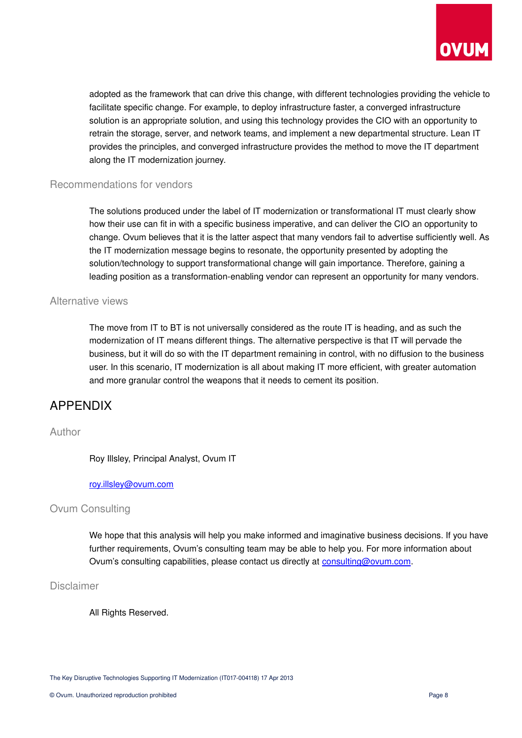adopted as the framework that can drive this change, with different technologies providing the vehicle to facilitate specific change. For example, to deploy infrastructure faster, a converged infrastructure solution is an appropriate solution, and using this technology provides the CIO with an opportunity to retrain the storage, server, and network teams, and implement a new departmental structure. Lean IT provides the principles, and converged infrastructure provides the method to move the IT department along the IT modernization journey.

### Recommendations for vendors

The solutions produced under the label of IT modernization or transformational IT must clearly show how their use can fit in with a specific business imperative, and can deliver the CIO an opportunity to change. Ovum believes that it is the latter aspect that many vendors fail to advertise sufficiently well. As the IT modernization message begins to resonate, the opportunity presented by adopting the solution/technology to support transformational change will gain importance. Therefore, gaining a leading position as a transformation-enabling vendor can represent an opportunity for many vendors.

### Alternative views

The move from IT to BT is not universally considered as the route IT is heading, and as such the modernization of IT means different things. The alternative perspective is that IT will pervade the business, but it will do so with the IT department remaining in control, with no diffusion to the business user. In this scenario, IT modernization is all about making IT more efficient, with greater automation and more granular control the weapons that it needs to cement its position.

## APPENDIX

### Author

Roy Illsley, Principal Analyst, Ovum IT

roy.illsley@ovum.com

### Ovum Consulting

We hope that this analysis will help you make informed and imaginative business decisions. If you have further requirements, Ovum's consulting team may be able to help you. For more information about Ovum's consulting capabilities, please contact us directly at consulting@ovum.com.

### Disclaimer

All Rights Reserved.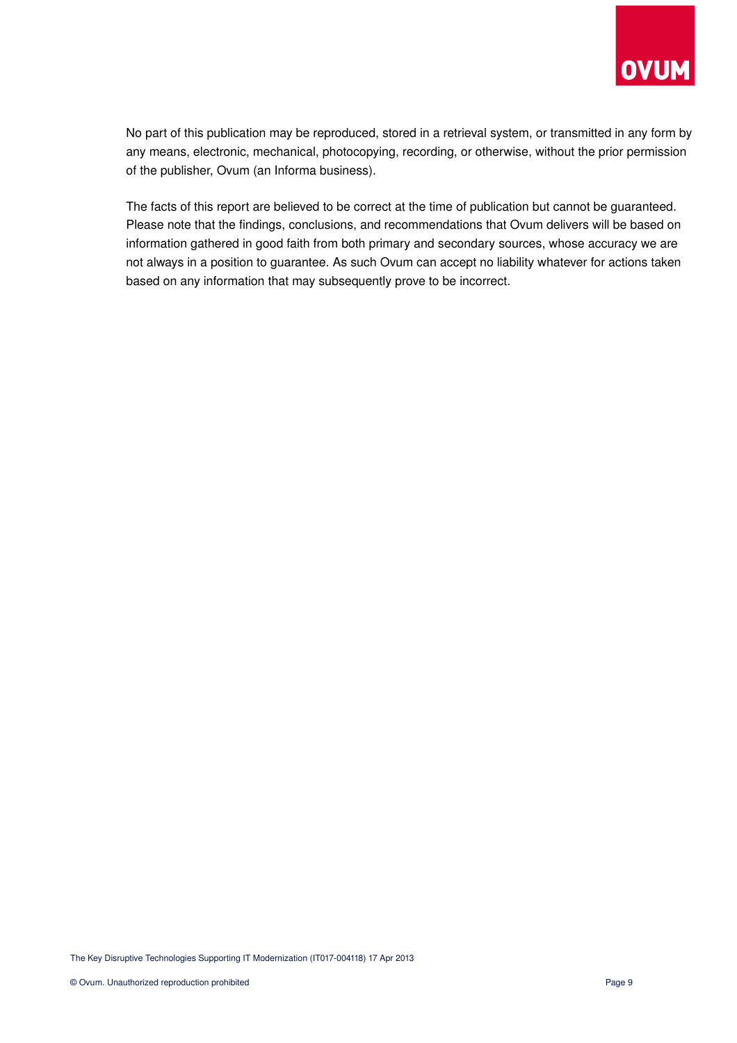No part of this publication may be reproduced, stored in a retrieval system, or transmitted in any form by any means, electronic, mechanical, photocopying, recording, or otherwise, without the prior permission of the publisher, Ovum (an Informa business).

The facts of this report are believed to be correct at the time of publication but cannot be guaranteed. Please note that the findings, conclusions, and recommendations that Ovum delivers will be based on information gathered in good faith from both primary and secondary sources, whose accuracy we are not always in a position to guarantee. As such Ovum can accept no liability whatever for actions taken based on any information that may subsequently prove to be incorrect.